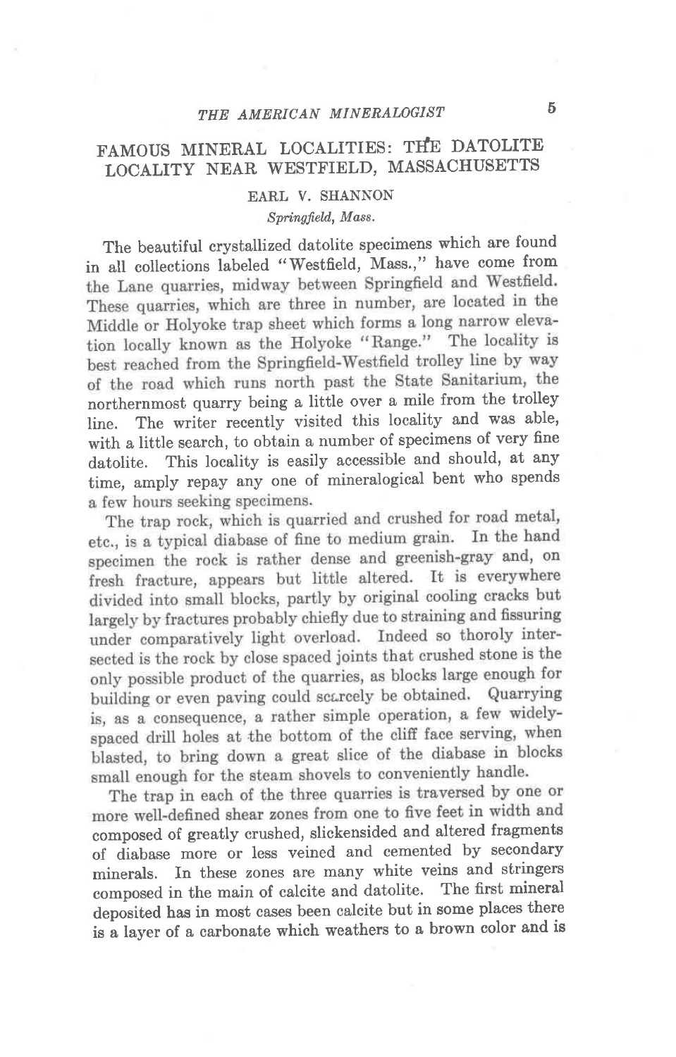# FAMOUS MINERAL LOCALITIES: THE DATOLITE LOCALITY NEAR WESTFIELD, MASSACHUSETTS

EARL V. SHANNON

*Springfield, Mass.*

The beautiful crystallized datolite specimens which are found in all collections labeled "Westfield, Mass.," have come from the Lane quarries, midway between Springfield and Westfield. These quarries, which are three in number, are located in the Middle or Holyoke trap sheet which forms a long narrow elevation locally known as the Holyoke "Range." The locality is best reached from the Springfield-Westfield trolley line by way of the road which runs north past the State Sanitarium, the northernmost quarry being a little over a mile from the trolley line. The writer recently visited this locality and was able, with a little search, to obtain a number of specimens of very fine datolite. This locality is easily accessible and should, at any time, amply repay any one of mineralogical bent who spends a few hours seeking specimens.

The trap rock, which is quarried and crushed for road metal, etc., is a typical diabase of fine to medium grain. In the hand specimen the rock is rather dense and greenish-gray and, on fresh fracture, appears but little altered. It is everywhere divided into small blocks, partly by original cooling cracks but largely by fractures probably chiefly due to straining and fissuring under comparatively light overload. Indeed so thoroly intersected is the rock by close spaced joints that crushed stone is the only possible product of the quarries, as blocks large enough for building or even paving could scarcely be obtained. Quarrying is, as a consequence, a rather simple operation, a few widely-spaced drill holes at the bottom of the cliff face serving, when blasted, to bring down a great slice of the diabase in blocks small enough for the steam shovels to conveniently handle.

The trap in each of the three quarries is traversed by one or more well-defined shear zones from one to five feet in width and composed of greatly crushed, slickensided and altered fragments of diabase more or less veined and cemented by secondary minerals. In these zones are many white veins and stringers composed in the main of calcite and datolite. The first mineral deposited has in most cases been calcite but in some places there is a layer of a carbonate which weathers to a brown color and is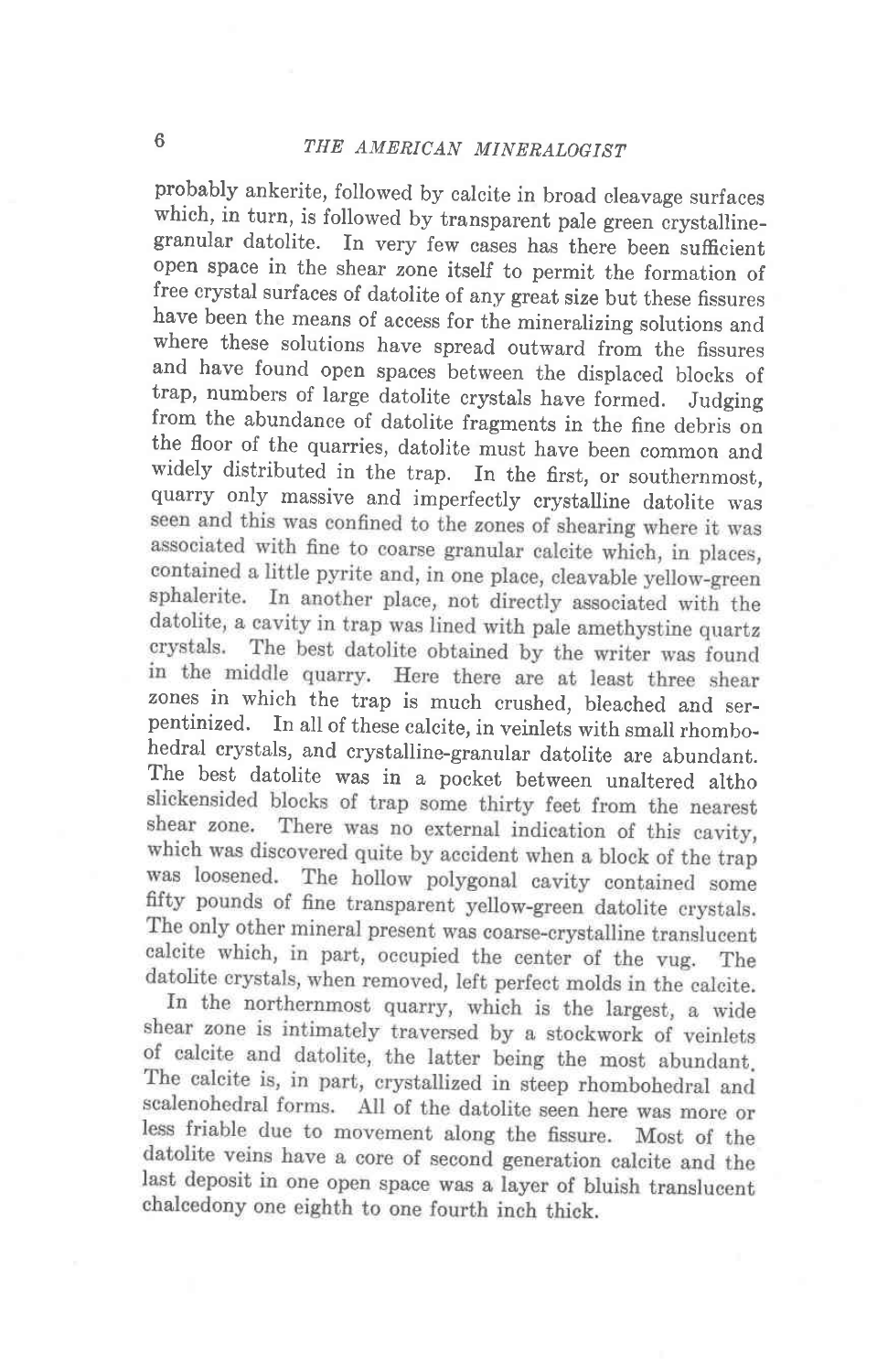probably ankerite, followed by calcite in broad cleavage surfaces which, in turn, is followed by transparent pale green crystalline-granular datolite. In very few cases has there been sufficient open space in the shear zone itself to permit the formation of free crystal surfaces of datolite of any great size but these fissures have been the means of access for the mineralizing solutions and where these solutions have spread outward from the fissures and have found open spaces between the displaced blocks of trap, numbers of large datolite crystals have formed. Judging from the abundance of datolite fragments in the fine debris on the floor of the quarries, datolite must have been common and widely distributed in the trap. In the first, or southernmost, quarry only massive and imperfectly crystalline datolite was seen and this was confined to the zones of shearing where it was associated with fine to coarse granular calcite which, in places, contained a little pyrite and, in one place, cleavable yellow-green sphalerite. In another place, not directly associated with the datolite, a cavity in trap was lined with pale amethystine quartz crystals. The best datolite obtained by the writer was found in the middle quarry. Here there are at least three shear zones in which the trap is much crushed, bleached and serpentinized. In all of these calcite, in veinlets with small rhombohedral crystals, and crystalline-granular datolite are abundant. The best datolite was in a pocket between unaltered altho slickensided blocks of trap some thirty feet from the nearest shear zone. There was no external indication of this cavity, which was discovered quite by accident when a block of the trap was loosened. The hollow polygonal cavity contained some fifty pounds of fine transparent yellow-green datolite crystals. The only other mineral present was coarse-crystalline translucent calcite which, in part, occupied the center of the vug. The datolite crystals, when removed, left perfect molds in the calcite.

In the northernmost quarry, which is the largest, a wide shear zone is intimately traversed by a stockwork of veinlets of calcite and datolite, the latter being the most abundant. The calcite is, in part, crystallized in steep rhombohedral and scalenohedral forms. All of the datolite seen here was more or less friable due to movement along the fissure. Most of the datolite veins have a core of second generation calcite and the last deposit in one open space was a layer of bluish translucent chalcedony one eighth to one fourth inch thick.